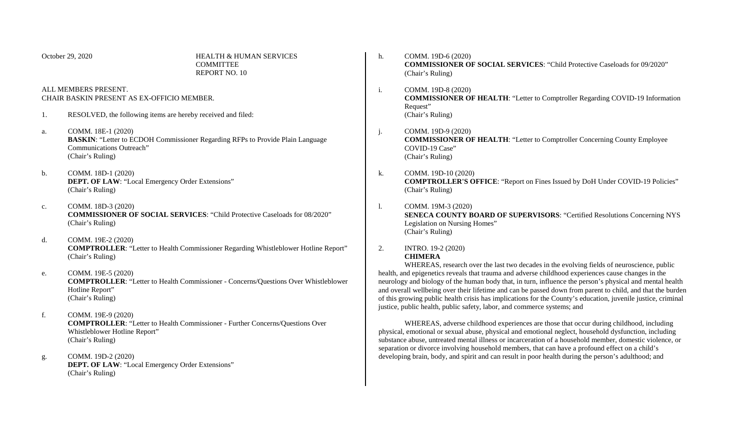October 29, 2020

HEALTH & HUMAN SERVICES COMMITTEE
REPORT NO. 10

ALL MEMBERS PRESENT.
CHAIR BASKIN PRESENT AS EX-OFFICIO MEMBER.

1. RESOLVED, the following items are hereby received and filed:

a. COMM. 18E-1 (2020)
**BASKIN**: "Letter to ECDOH Commissioner Regarding RFPs to Provide Plain Language Communications Outreach"
(Chair's Ruling)

b. COMM. 18D-1 (2020)
**DEPT. OF LAW**: "Local Emergency Order Extensions"
(Chair's Ruling)

c. COMM. 18D-3 (2020)
**COMMISSIONER OF SOCIAL SERVICES**: "Child Protective Caseloads for 08/2020"
(Chair's Ruling)

d. COMM. 19E-2 (2020)
**COMPTROLLER**: "Letter to Health Commissioner Regarding Whistleblower Hotline Report"
(Chair's Ruling)

e. COMM. 19E-5 (2020)
**COMPTROLLER**: "Letter to Health Commissioner - Concerns/Questions Over Whistleblower Hotline Report"
(Chair's Ruling)

f. COMM. 19E-9 (2020)
**COMPTROLLER**: "Letter to Health Commissioner - Further Concerns/Questions Over Whistleblower Hotline Report"
(Chair's Ruling)

g. COMM. 19D-2 (2020)
**DEPT. OF LAW**: "Local Emergency Order Extensions"
(Chair's Ruling)

h. COMM. 19D-6 (2020)
**COMMISSIONER OF SOCIAL SERVICES**: "Child Protective Caseloads for 09/2020"
(Chair's Ruling)

i. COMM. 19D-8 (2020)
**COMMISSIONER OF HEALTH**: "Letter to Comptroller Regarding COVID-19 Information Request"
(Chair's Ruling)

j. COMM. 19D-9 (2020)
**COMMISSIONER OF HEALTH**: "Letter to Comptroller Concerning County Employee COVID-19 Case"
(Chair's Ruling)

k. COMM. 19D-10 (2020)
**COMPTROLLER'S OFFICE**: "Report on Fines Issued by DoH Under COVID-19 Policies"
(Chair's Ruling)

l. COMM. 19M-3 (2020)
**SENECA COUNTY BOARD OF SUPERVISORS**: "Certified Resolutions Concerning NYS Legislation on Nursing Homes"
(Chair's Ruling)

2. INTRO. 19-2 (2020)
**CHIMERA**

WHEREAS, research over the last two decades in the evolving fields of neuroscience, public health, and epigenetics reveals that trauma and adverse childhood experiences cause changes in the neurology and biology of the human body that, in turn, influence the person's physical and mental health and overall wellbeing over their lifetime and can be passed down from parent to child, and that the burden of this growing public health crisis has implications for the County's education, juvenile justice, criminal justice, public health, public safety, labor, and commerce systems; and

WHEREAS, adverse childhood experiences are those that occur during childhood, including physical, emotional or sexual abuse, physical and emotional neglect, household dysfunction, including substance abuse, untreated mental illness or incarceration of a household member, domestic violence, or separation or divorce involving household members, that can have a profound effect on a child's developing brain, body, and spirit and can result in poor health during the person's adulthood; and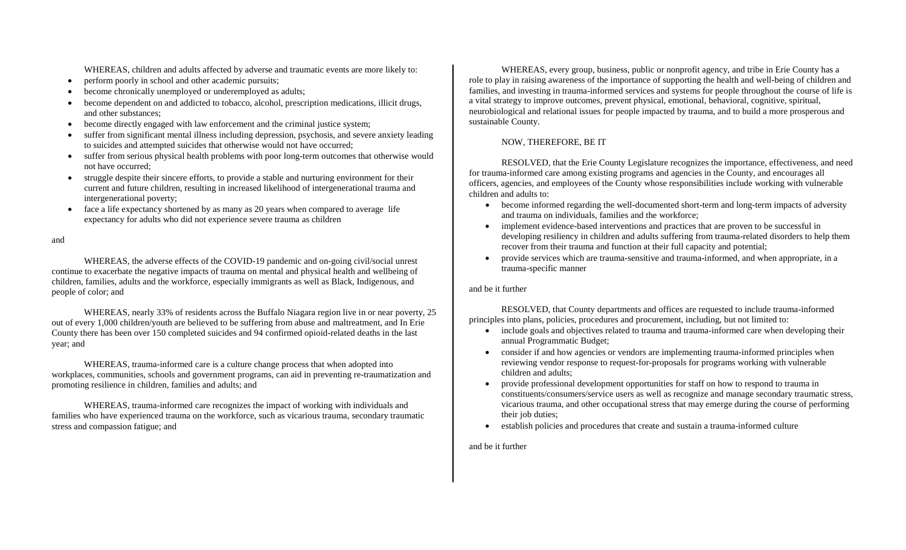WHEREAS, children and adults affected by adverse and traumatic events are more likely to:

- perform poorly in school and other academic pursuits;
- become chronically unemployed or underemployed as adults;
- become dependent on and addicted to tobacco, alcohol, prescription medications, illicit drugs, and other substances;
- become directly engaged with law enforcement and the criminal justice system;
- suffer from significant mental illness including depression, psychosis, and severe anxiety leading to suicides and attempted suicides that otherwise would not have occurred;
- suffer from serious physical health problems with poor long-term outcomes that otherwise would not have occurred;
- struggle despite their sincere efforts, to provide a stable and nurturing environment for their current and future children, resulting in increased likelihood of intergenerational trauma and intergenerational poverty;
- face a life expectancy shortened by as many as 20 years when compared to average life expectancy for adults who did not experience severe trauma as children

and

WHEREAS, the adverse effects of the COVID-19 pandemic and on-going civil/social unrest continue to exacerbate the negative impacts of trauma on mental and physical health and wellbeing of children, families, adults and the workforce, especially immigrants as well as Black, Indigenous, and people of color; and

WHEREAS, nearly 33% of residents across the Buffalo Niagara region live in or near poverty, 25 out of every 1,000 children/youth are believed to be suffering from abuse and maltreatment, and In Erie County there has been over 150 completed suicides and 94 confirmed opioid-related deaths in the last year; and

WHEREAS, trauma-informed care is a culture change process that when adopted into workplaces, communities, schools and government programs, can aid in preventing re-traumatization and promoting resilience in children, families and adults; and

WHEREAS, trauma-informed care recognizes the impact of working with individuals and families who have experienced trauma on the workforce, such as vicarious trauma, secondary traumatic stress and compassion fatigue; and

WHEREAS, every group, business, public or nonprofit agency, and tribe in Erie County has a role to play in raising awareness of the importance of supporting the health and well-being of children and families, and investing in trauma-informed services and systems for people throughout the course of life is a vital strategy to improve outcomes, prevent physical, emotional, behavioral, cognitive, spiritual, neurobiological and relational issues for people impacted by trauma, and to build a more prosperous and sustainable County.

NOW, THEREFORE, BE IT

RESOLVED, that the Erie County Legislature recognizes the importance, effectiveness, and need for trauma-informed care among existing programs and agencies in the County, and encourages all officers, agencies, and employees of the County whose responsibilities include working with vulnerable children and adults to:

- become informed regarding the well-documented short-term and long-term impacts of adversity and trauma on individuals, families and the workforce;
- implement evidence-based interventions and practices that are proven to be successful in developing resiliency in children and adults suffering from trauma-related disorders to help them recover from their trauma and function at their full capacity and potential;
- provide services which are trauma-sensitive and trauma-informed, and when appropriate, in a trauma-specific manner

and be it further

RESOLVED, that County departments and offices are requested to include trauma-informed principles into plans, policies, procedures and procurement, including, but not limited to:

- include goals and objectives related to trauma and trauma-informed care when developing their annual Programmatic Budget;
- consider if and how agencies or vendors are implementing trauma-informed principles when reviewing vendor response to request-for-proposals for programs working with vulnerable children and adults;
- provide professional development opportunities for staff on how to respond to trauma in constituents/consumers/service users as well as recognize and manage secondary traumatic stress, vicarious trauma, and other occupational stress that may emerge during the course of performing their job duties;
- establish policies and procedures that create and sustain a trauma-informed culture

and be it further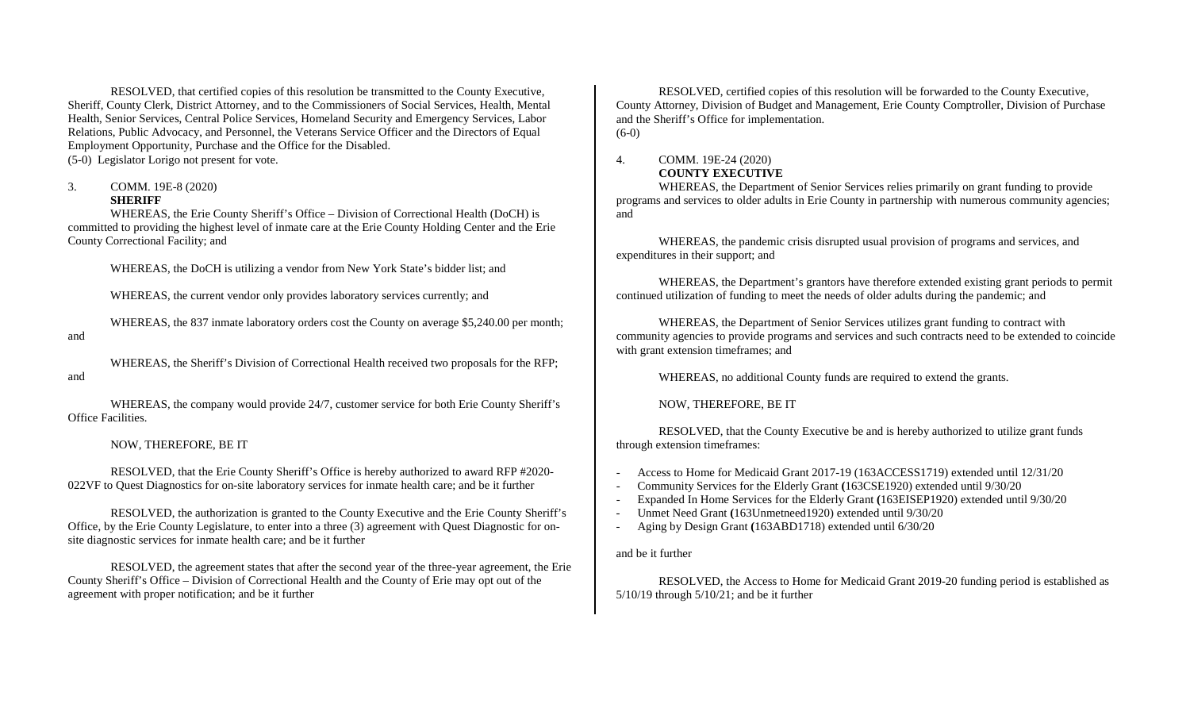RESOLVED, that certified copies of this resolution be transmitted to the County Executive, Sheriff, County Clerk, District Attorney, and to the Commissioners of Social Services, Health, Mental Health, Senior Services, Central Police Services, Homeland Security and Emergency Services, Labor Relations, Public Advocacy, and Personnel, the Veterans Service Officer and the Directors of Equal Employment Opportunity, Purchase and the Office for the Disabled.
(5-0) Legislator Lorigo not present for vote.

3. COMM. 19E-8 (2020)
**SHERIFF**

WHEREAS, the Erie County Sheriff's Office – Division of Correctional Health (DoCH) is committed to providing the highest level of inmate care at the Erie County Holding Center and the Erie County Correctional Facility; and

WHEREAS, the DoCH is utilizing a vendor from New York State's bidder list; and

WHEREAS, the current vendor only provides laboratory services currently; and

WHEREAS, the 837 inmate laboratory orders cost the County on average $5,240.00 per month; and

WHEREAS, the Sheriff's Division of Correctional Health received two proposals for the RFP; and

WHEREAS, the company would provide 24/7, customer service for both Erie County Sheriff's Office Facilities.

NOW, THEREFORE, BE IT

RESOLVED, that the Erie County Sheriff's Office is hereby authorized to award RFP #2020-022VF to Quest Diagnostics for on-site laboratory services for inmate health care; and be it further

RESOLVED, the authorization is granted to the County Executive and the Erie County Sheriff's Office, by the Erie County Legislature, to enter into a three (3) agreement with Quest Diagnostic for on-site diagnostic services for inmate health care; and be it further

RESOLVED, the agreement states that after the second year of the three-year agreement, the Erie County Sheriff's Office – Division of Correctional Health and the County of Erie may opt out of the agreement with proper notification; and be it further

RESOLVED, certified copies of this resolution will be forwarded to the County Executive, County Attorney, Division of Budget and Management, Erie County Comptroller, Division of Purchase and the Sheriff's Office for implementation.
(6-0)

4. COMM. 19E-24 (2020)
**COUNTY EXECUTIVE**

WHEREAS, the Department of Senior Services relies primarily on grant funding to provide programs and services to older adults in Erie County in partnership with numerous community agencies; and

WHEREAS, the pandemic crisis disrupted usual provision of programs and services, and expenditures in their support; and

WHEREAS, the Department's grantors have therefore extended existing grant periods to permit continued utilization of funding to meet the needs of older adults during the pandemic; and

WHEREAS, the Department of Senior Services utilizes grant funding to contract with community agencies to provide programs and services and such contracts need to be extended to coincide with grant extension timeframes; and

WHEREAS, no additional County funds are required to extend the grants.

NOW, THEREFORE, BE IT

RESOLVED, that the County Executive be and is hereby authorized to utilize grant funds through extension timeframes:

- Access to Home for Medicaid Grant 2017-19 (163ACCESS1719) extended until 12/31/20
- Community Services for the Elderly Grant (163CSE1920) extended until 9/30/20
- Expanded In Home Services for the Elderly Grant (163EISEP1920) extended until 9/30/20
- Unmet Need Grant (163Unmetneed1920) extended until 9/30/20
- Aging by Design Grant (163ABD1718) extended until 6/30/20

and be it further

RESOLVED, the Access to Home for Medicaid Grant 2019-20 funding period is established as 5/10/19 through 5/10/21; and be it further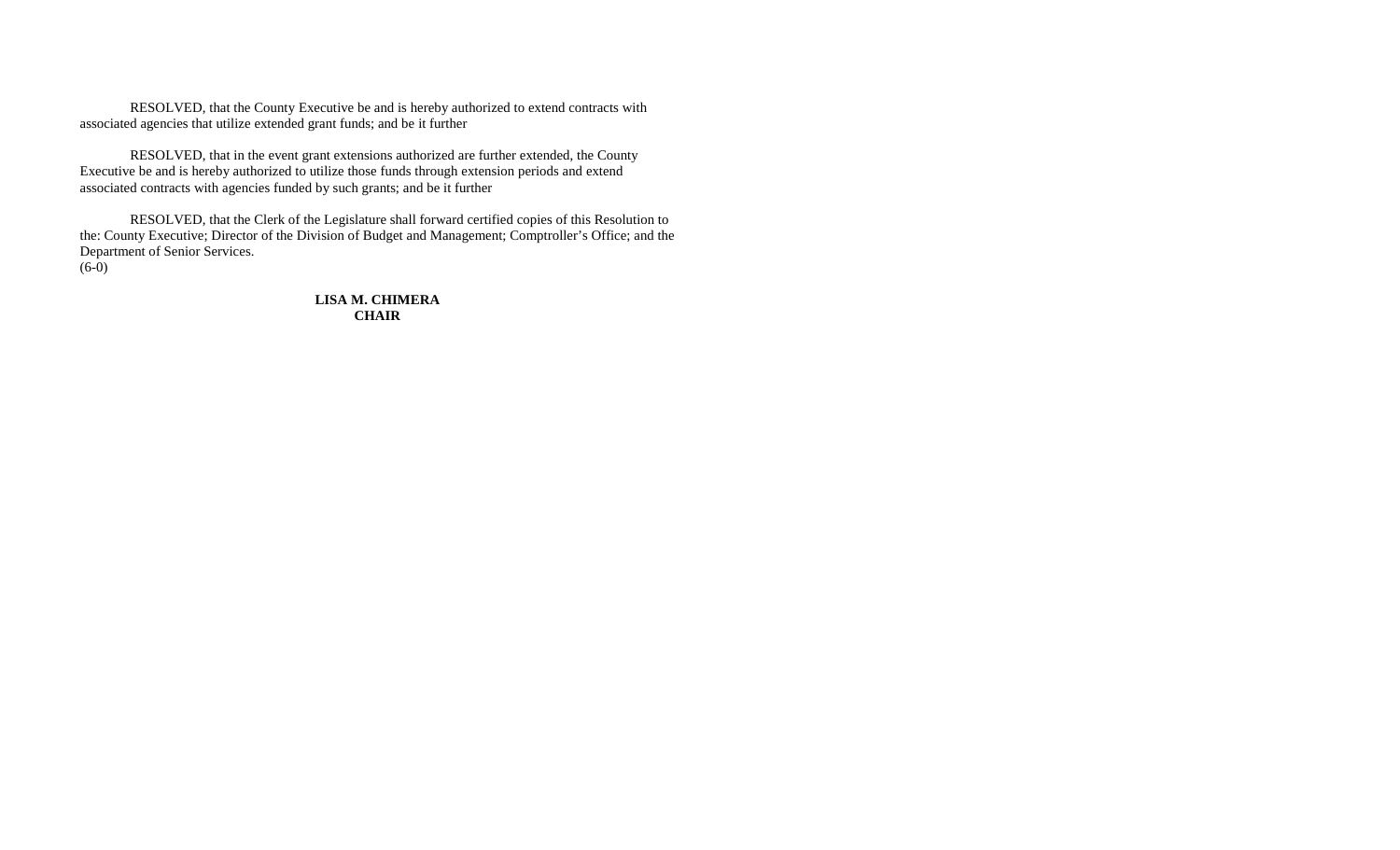RESOLVED, that the County Executive be and is hereby authorized to extend contracts with associated agencies that utilize extended grant funds; and be it further

RESOLVED, that in the event grant extensions authorized are further extended, the County Executive be and is hereby authorized to utilize those funds through extension periods and extend associated contracts with agencies funded by such grants; and be it further

RESOLVED, that the Clerk of the Legislature shall forward certified copies of this Resolution to the: County Executive; Director of the Division of Budget and Management; Comptroller's Office; and the Department of Senior Services.
(6-0)

**LISA M. CHIMERA**
**CHAIR**